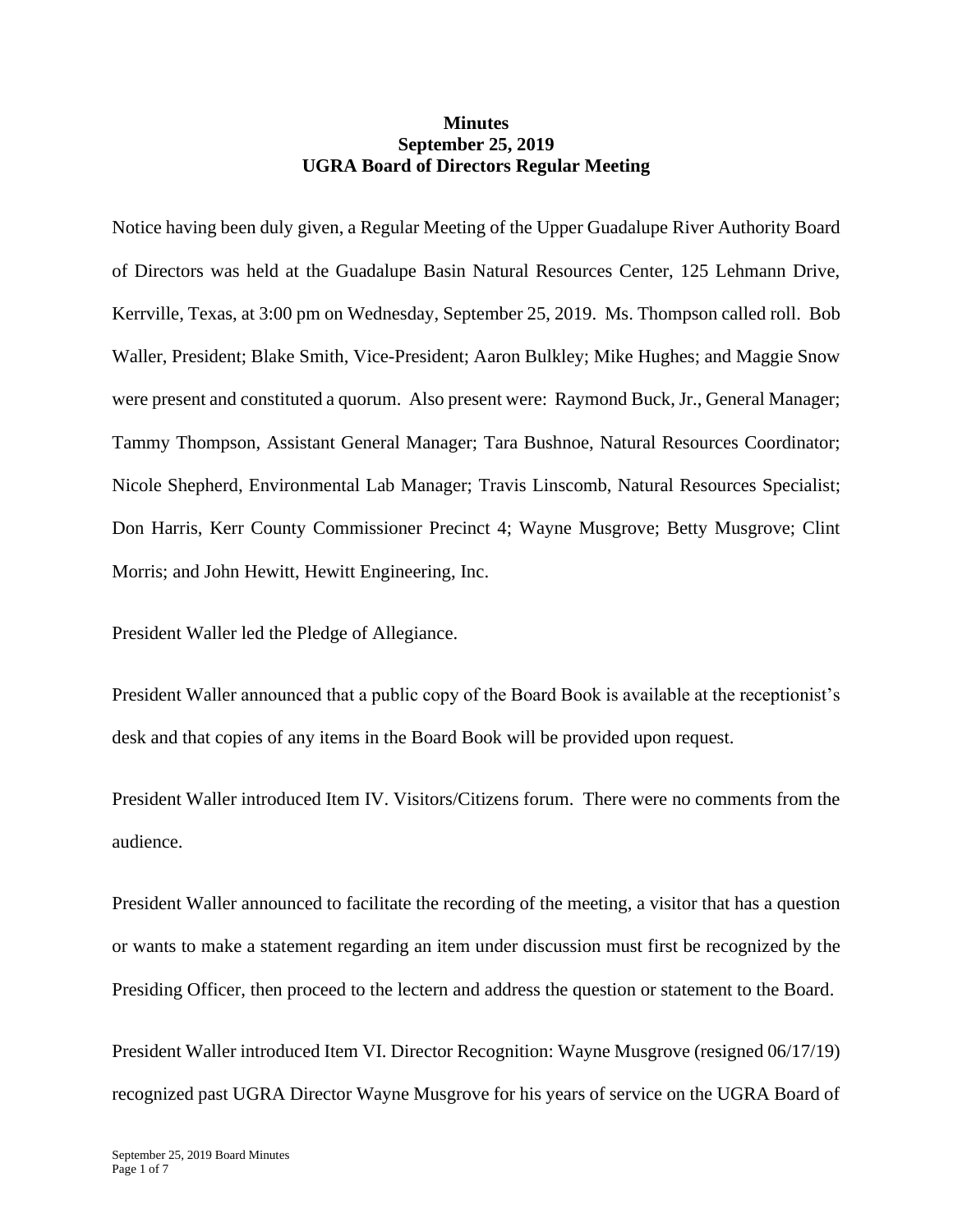**Minutes**
**September 25, 2019**
**UGRA Board of Directors Regular Meeting**

Notice having been duly given, a Regular Meeting of the Upper Guadalupe River Authority Board of Directors was held at the Guadalupe Basin Natural Resources Center, 125 Lehmann Drive, Kerrville, Texas, at 3:00 pm on Wednesday, September 25, 2019. Ms. Thompson called roll. Bob Waller, President; Blake Smith, Vice-President; Aaron Bulkley; Mike Hughes; and Maggie Snow were present and constituted a quorum. Also present were: Raymond Buck, Jr., General Manager; Tammy Thompson, Assistant General Manager; Tara Bushnoe, Natural Resources Coordinator; Nicole Shepherd, Environmental Lab Manager; Travis Linscomb, Natural Resources Specialist; Don Harris, Kerr County Commissioner Precinct 4; Wayne Musgrove; Betty Musgrove; Clint Morris; and John Hewitt, Hewitt Engineering, Inc.

President Waller led the Pledge of Allegiance.

President Waller announced that a public copy of the Board Book is available at the receptionist's desk and that copies of any items in the Board Book will be provided upon request.

President Waller introduced Item IV. Visitors/Citizens forum. There were no comments from the audience.

President Waller announced to facilitate the recording of the meeting, a visitor that has a question or wants to make a statement regarding an item under discussion must first be recognized by the Presiding Officer, then proceed to the lectern and address the question or statement to the Board.

President Waller introduced Item VI. Director Recognition: Wayne Musgrove (resigned 06/17/19) recognized past UGRA Director Wayne Musgrove for his years of service on the UGRA Board of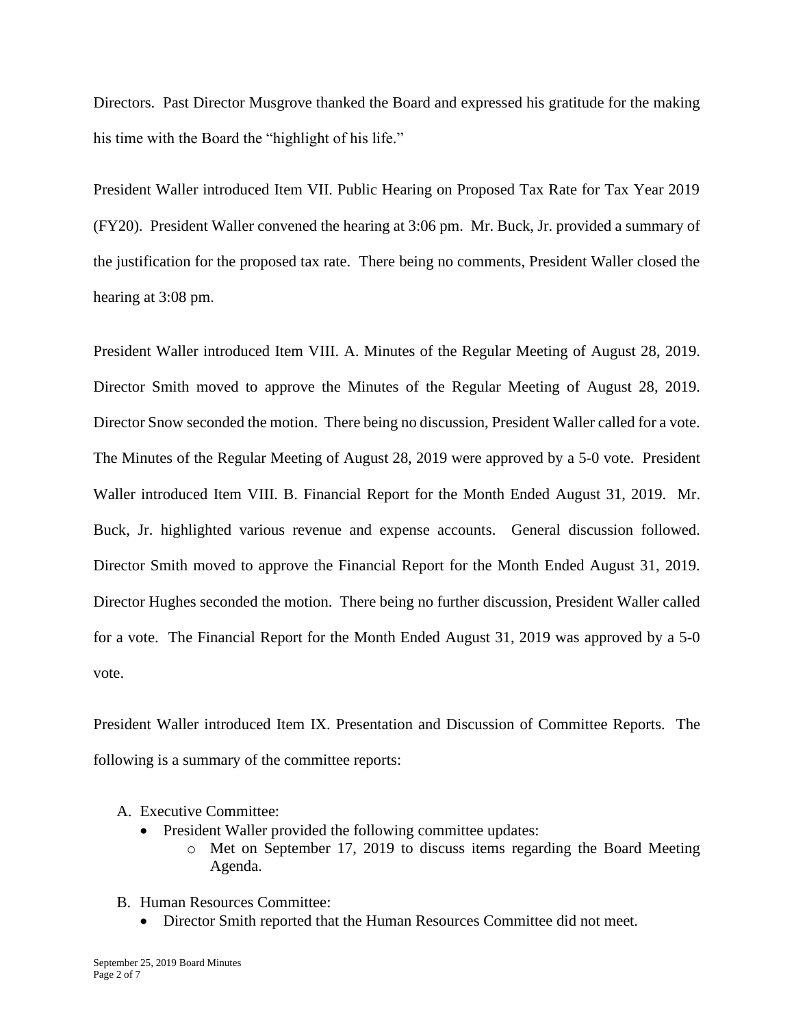Directors. Past Director Musgrove thanked the Board and expressed his gratitude for the making his time with the Board the "highlight of his life."

President Waller introduced Item VII. Public Hearing on Proposed Tax Rate for Tax Year 2019 (FY20). President Waller convened the hearing at 3:06 pm. Mr. Buck, Jr. provided a summary of the justification for the proposed tax rate. There being no comments, President Waller closed the hearing at 3:08 pm.

President Waller introduced Item VIII. A. Minutes of the Regular Meeting of August 28, 2019. Director Smith moved to approve the Minutes of the Regular Meeting of August 28, 2019. Director Snow seconded the motion. There being no discussion, President Waller called for a vote. The Minutes of the Regular Meeting of August 28, 2019 were approved by a 5-0 vote. President Waller introduced Item VIII. B. Financial Report for the Month Ended August 31, 2019. Mr. Buck, Jr. highlighted various revenue and expense accounts. General discussion followed. Director Smith moved to approve the Financial Report for the Month Ended August 31, 2019. Director Hughes seconded the motion. There being no further discussion, President Waller called for a vote. The Financial Report for the Month Ended August 31, 2019 was approved by a 5-0 vote.

President Waller introduced Item IX. Presentation and Discussion of Committee Reports. The following is a summary of the committee reports:

A. Executive Committee:
  - President Waller provided the following committee updates:
    - Met on September 17, 2019 to discuss items regarding the Board Meeting Agenda.

B. Human Resources Committee:
  - Director Smith reported that the Human Resources Committee did not meet.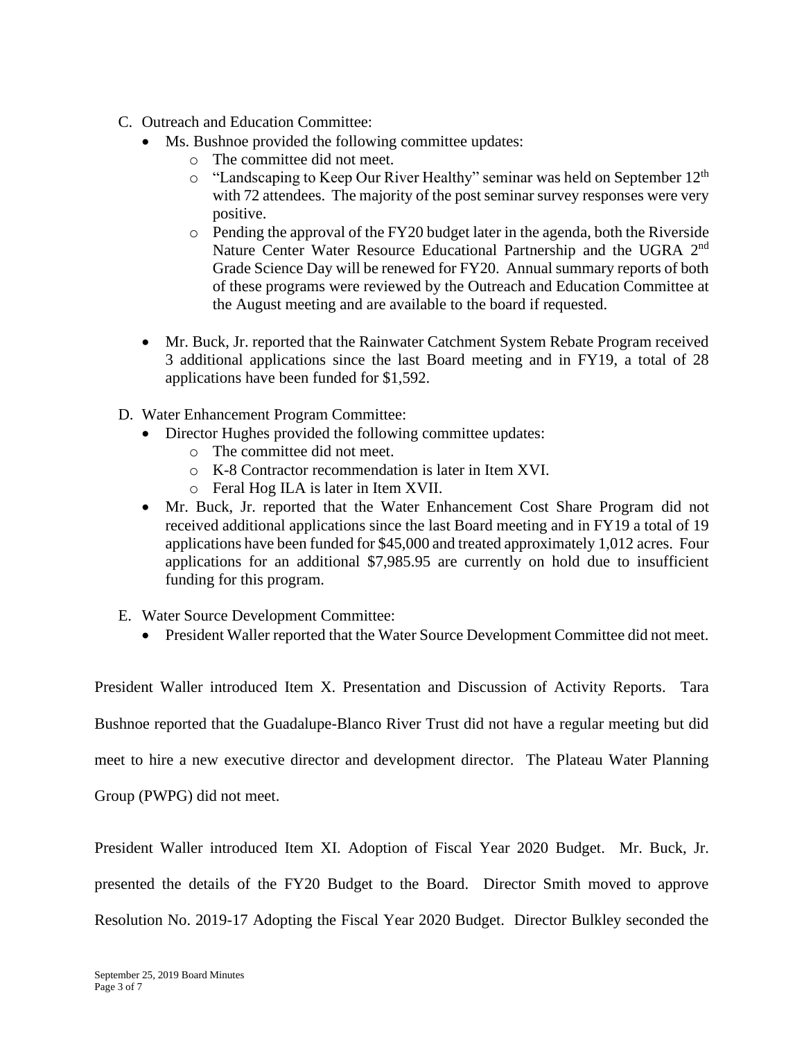C. Outreach and Education Committee:
   - Ms. Bushnoe provided the following committee updates:
     - The committee did not meet.
     - "Landscaping to Keep Our River Healthy" seminar was held on September 12th with 72 attendees. The majority of the post seminar survey responses were very positive.
     - Pending the approval of the FY20 budget later in the agenda, both the Riverside Nature Center Water Resource Educational Partnership and the UGRA 2nd Grade Science Day will be renewed for FY20. Annual summary reports of both of these programs were reviewed by the Outreach and Education Committee at the August meeting and are available to the board if requested.
   - Mr. Buck, Jr. reported that the Rainwater Catchment System Rebate Program received 3 additional applications since the last Board meeting and in FY19, a total of 28 applications have been funded for $1,592.

D. Water Enhancement Program Committee:
   - Director Hughes provided the following committee updates:
     - The committee did not meet.
     - K-8 Contractor recommendation is later in Item XVI.
     - Feral Hog ILA is later in Item XVII.
   - Mr. Buck, Jr. reported that the Water Enhancement Cost Share Program did not received additional applications since the last Board meeting and in FY19 a total of 19 applications have been funded for $45,000 and treated approximately 1,012 acres. Four applications for an additional $7,985.95 are currently on hold due to insufficient funding for this program.

E. Water Source Development Committee:
   - President Waller reported that the Water Source Development Committee did not meet.

President Waller introduced Item X. Presentation and Discussion of Activity Reports. Tara Bushnoe reported that the Guadalupe-Blanco River Trust did not have a regular meeting but did meet to hire a new executive director and development director. The Plateau Water Planning Group (PWPG) did not meet.

President Waller introduced Item XI. Adoption of Fiscal Year 2020 Budget. Mr. Buck, Jr. presented the details of the FY20 Budget to the Board. Director Smith moved to approve Resolution No. 2019-17 Adopting the Fiscal Year 2020 Budget. Director Bulkley seconded the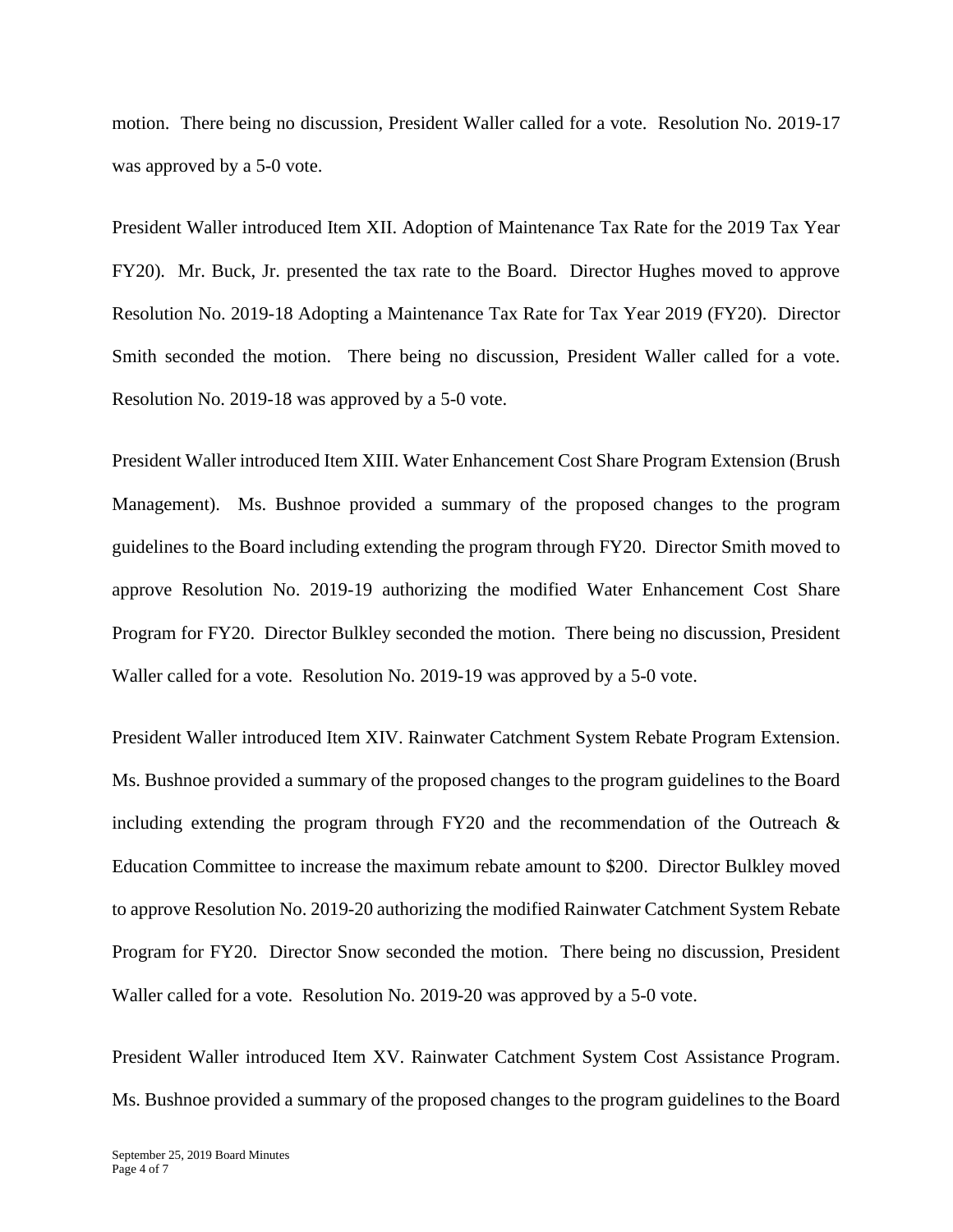motion. There being no discussion, President Waller called for a vote. Resolution No. 2019-17 was approved by a 5-0 vote.

President Waller introduced Item XII. Adoption of Maintenance Tax Rate for the 2019 Tax Year FY20). Mr. Buck, Jr. presented the tax rate to the Board. Director Hughes moved to approve Resolution No. 2019-18 Adopting a Maintenance Tax Rate for Tax Year 2019 (FY20). Director Smith seconded the motion. There being no discussion, President Waller called for a vote. Resolution No. 2019-18 was approved by a 5-0 vote.

President Waller introduced Item XIII. Water Enhancement Cost Share Program Extension (Brush Management). Ms. Bushnoe provided a summary of the proposed changes to the program guidelines to the Board including extending the program through FY20. Director Smith moved to approve Resolution No. 2019-19 authorizing the modified Water Enhancement Cost Share Program for FY20. Director Bulkley seconded the motion. There being no discussion, President Waller called for a vote. Resolution No. 2019-19 was approved by a 5-0 vote.

President Waller introduced Item XIV. Rainwater Catchment System Rebate Program Extension. Ms. Bushnoe provided a summary of the proposed changes to the program guidelines to the Board including extending the program through FY20 and the recommendation of the Outreach & Education Committee to increase the maximum rebate amount to $200. Director Bulkley moved to approve Resolution No. 2019-20 authorizing the modified Rainwater Catchment System Rebate Program for FY20. Director Snow seconded the motion. There being no discussion, President Waller called for a vote. Resolution No. 2019-20 was approved by a 5-0 vote.

President Waller introduced Item XV. Rainwater Catchment System Cost Assistance Program. Ms. Bushnoe provided a summary of the proposed changes to the program guidelines to the Board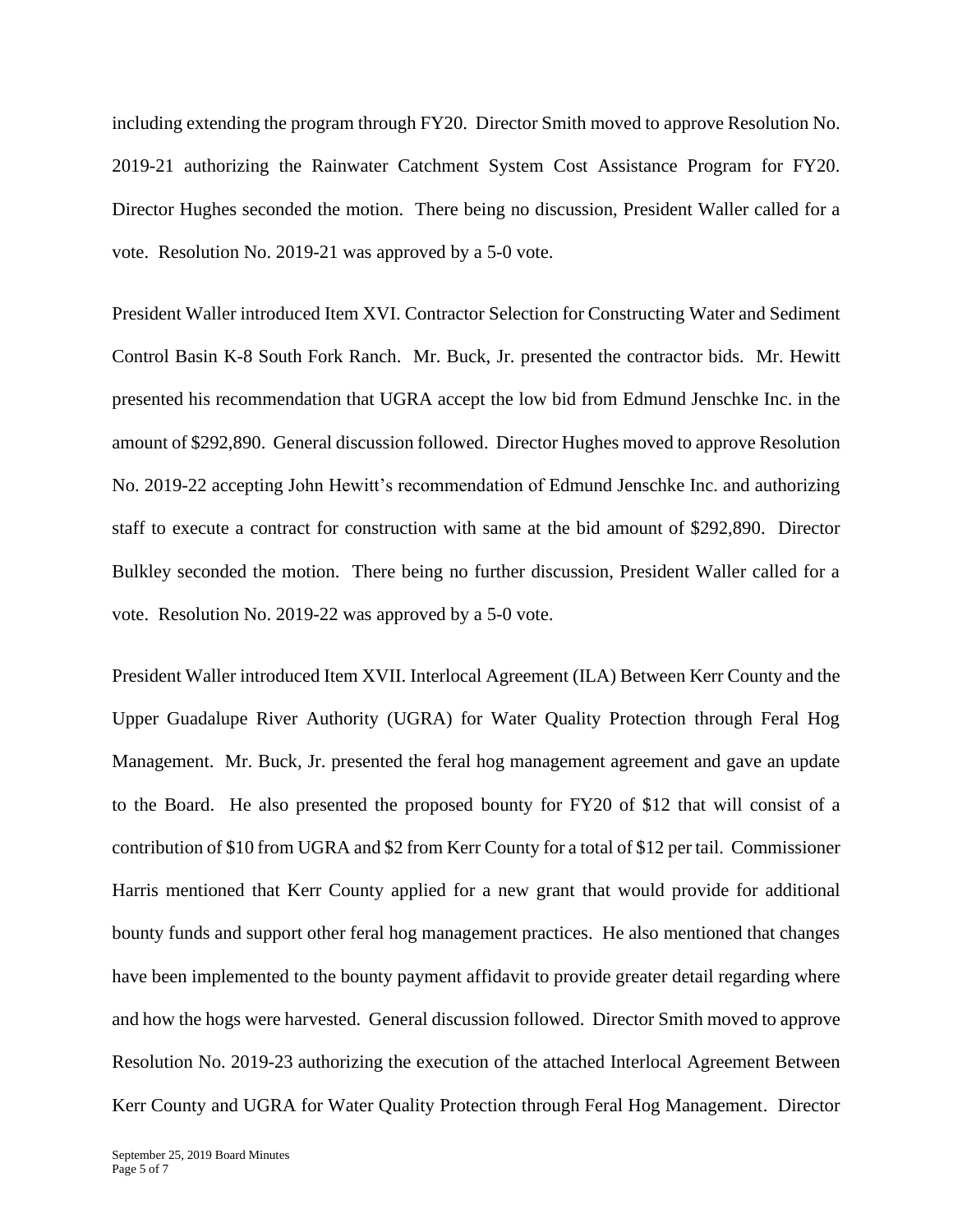including extending the program through FY20. Director Smith moved to approve Resolution No. 2019-21 authorizing the Rainwater Catchment System Cost Assistance Program for FY20. Director Hughes seconded the motion. There being no discussion, President Waller called for a vote. Resolution No. 2019-21 was approved by a 5-0 vote.

President Waller introduced Item XVI. Contractor Selection for Constructing Water and Sediment Control Basin K-8 South Fork Ranch. Mr. Buck, Jr. presented the contractor bids. Mr. Hewitt presented his recommendation that UGRA accept the low bid from Edmund Jenschke Inc. in the amount of $292,890. General discussion followed. Director Hughes moved to approve Resolution No. 2019-22 accepting John Hewitt's recommendation of Edmund Jenschke Inc. and authorizing staff to execute a contract for construction with same at the bid amount of $292,890. Director Bulkley seconded the motion. There being no further discussion, President Waller called for a vote. Resolution No. 2019-22 was approved by a 5-0 vote.

President Waller introduced Item XVII. Interlocal Agreement (ILA) Between Kerr County and the Upper Guadalupe River Authority (UGRA) for Water Quality Protection through Feral Hog Management. Mr. Buck, Jr. presented the feral hog management agreement and gave an update to the Board. He also presented the proposed bounty for FY20 of $12 that will consist of a contribution of $10 from UGRA and $2 from Kerr County for a total of $12 per tail. Commissioner Harris mentioned that Kerr County applied for a new grant that would provide for additional bounty funds and support other feral hog management practices. He also mentioned that changes have been implemented to the bounty payment affidavit to provide greater detail regarding where and how the hogs were harvested. General discussion followed. Director Smith moved to approve Resolution No. 2019-23 authorizing the execution of the attached Interlocal Agreement Between Kerr County and UGRA for Water Quality Protection through Feral Hog Management. Director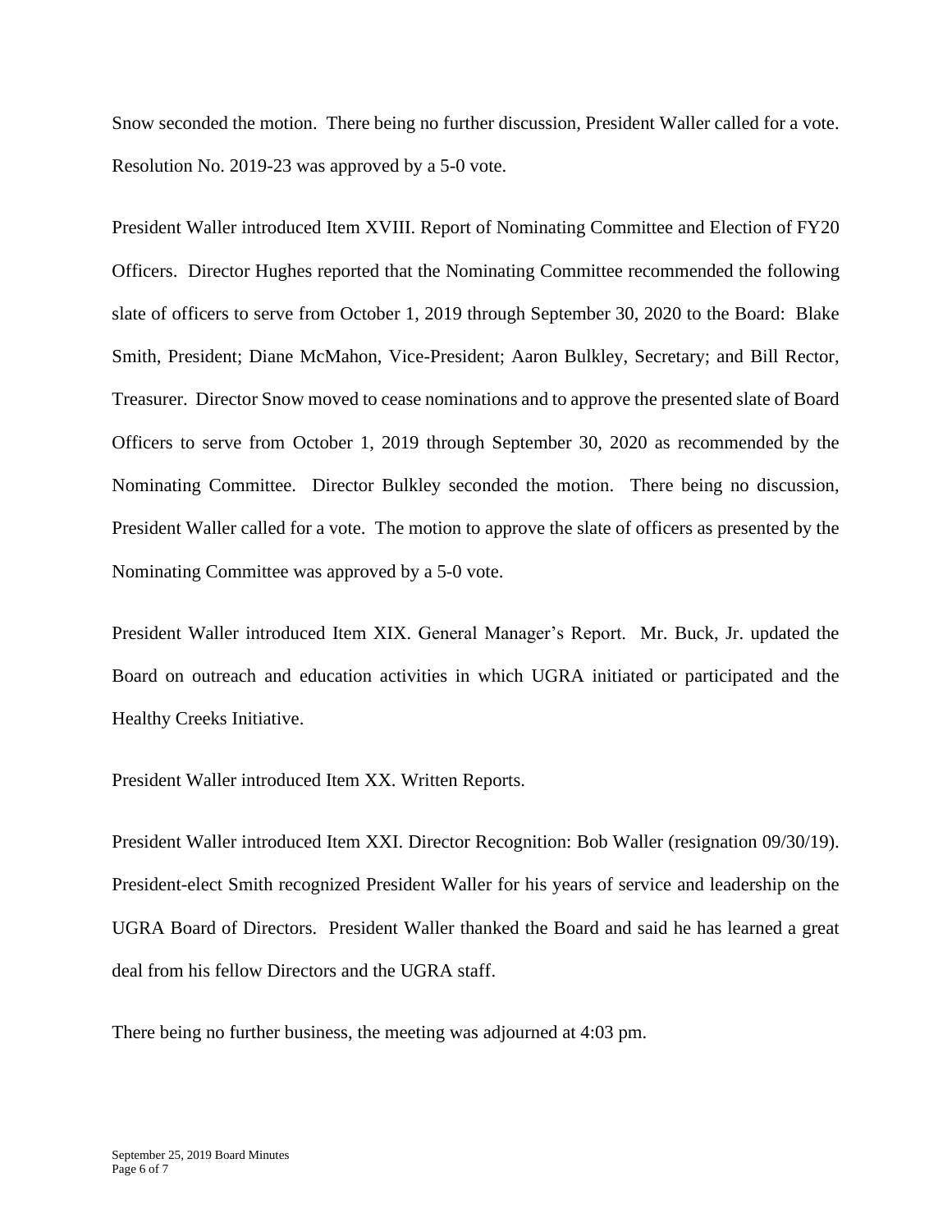Snow seconded the motion. There being no further discussion, President Waller called for a vote. Resolution No. 2019-23 was approved by a 5-0 vote.

President Waller introduced Item XVIII. Report of Nominating Committee and Election of FY20 Officers. Director Hughes reported that the Nominating Committee recommended the following slate of officers to serve from October 1, 2019 through September 30, 2020 to the Board: Blake Smith, President; Diane McMahon, Vice-President; Aaron Bulkley, Secretary; and Bill Rector, Treasurer. Director Snow moved to cease nominations and to approve the presented slate of Board Officers to serve from October 1, 2019 through September 30, 2020 as recommended by the Nominating Committee. Director Bulkley seconded the motion. There being no discussion, President Waller called for a vote. The motion to approve the slate of officers as presented by the Nominating Committee was approved by a 5-0 vote.

President Waller introduced Item XIX. General Manager's Report. Mr. Buck, Jr. updated the Board on outreach and education activities in which UGRA initiated or participated and the Healthy Creeks Initiative.

President Waller introduced Item XX. Written Reports.

President Waller introduced Item XXI. Director Recognition: Bob Waller (resignation 09/30/19). President-elect Smith recognized President Waller for his years of service and leadership on the UGRA Board of Directors. President Waller thanked the Board and said he has learned a great deal from his fellow Directors and the UGRA staff.

There being no further business, the meeting was adjourned at 4:03 pm.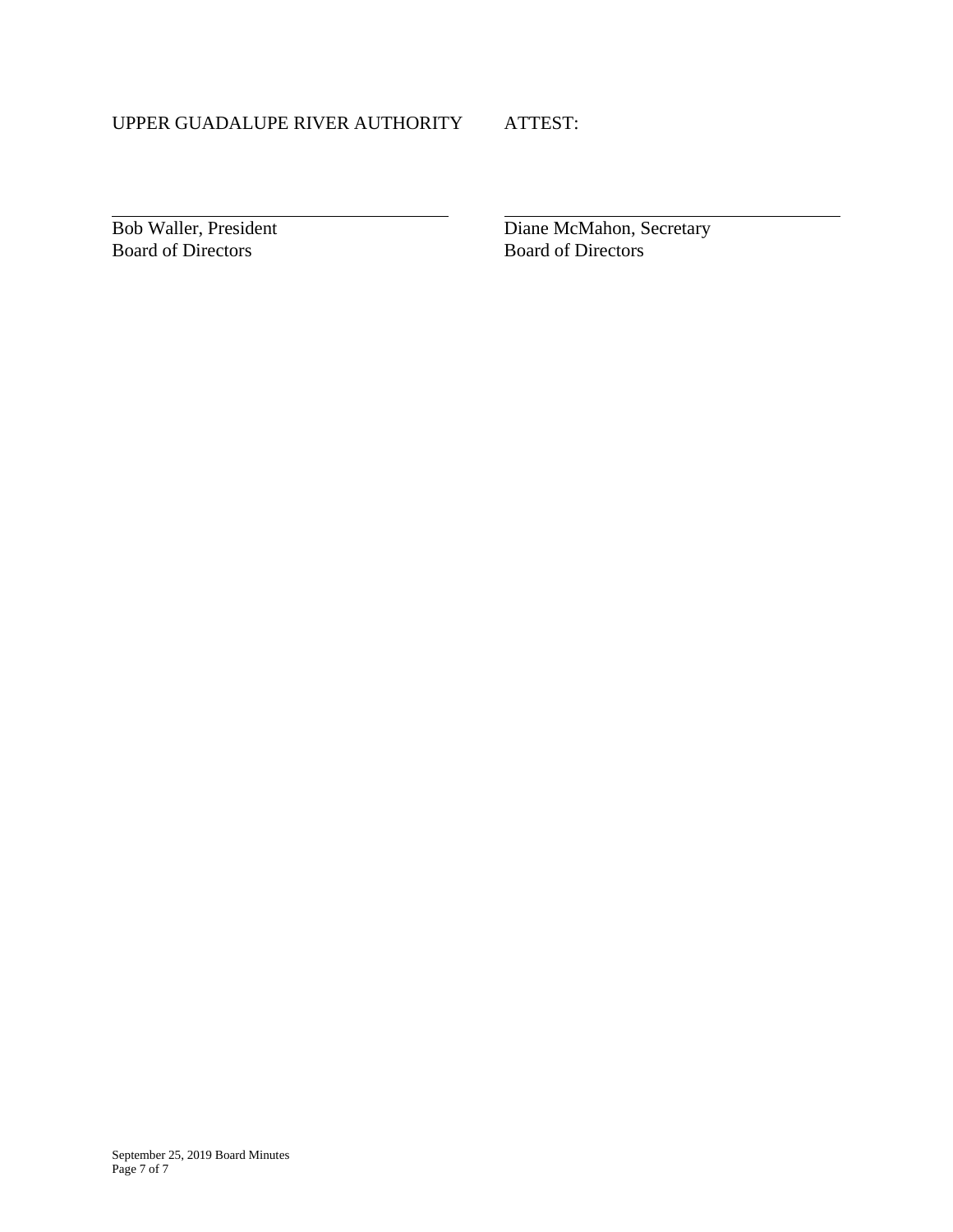UPPER GUADALUPE RIVER AUTHORITY

ATTEST:

\_\_\_\_\_\_\_\_\_\_\_\_\_\_\_\_\_\_\_\_\_\_\_\_\_\_\_\_\_\_\_\_\_\_\_\_\_\_\_\_
Bob Waller, President
Board of Directors

\_\_\_\_\_\_\_\_\_\_\_\_\_\_\_\_\_\_\_\_\_\_\_\_\_\_\_\_\_\_\_\_\_\_\_\_\_\_\_\_
Diane McMahon, Secretary
Board of Directors